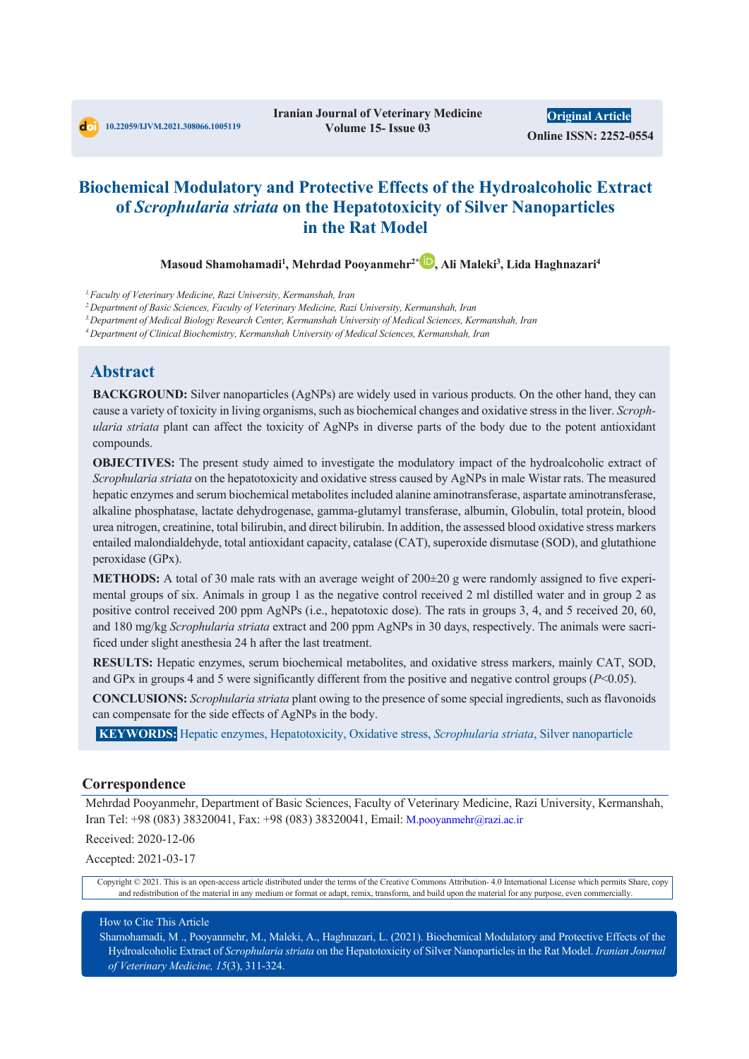10.22059/IJVM.2021.308066.1005119

Iranian Journal of Veterinary Medicine
Volume 15- Issue 03

Original Article
Online ISSN: 2252-0554

# Biochemical Modulatory and Protective Effects of the Hydroalcoholic Extract of *Scrophularia striata* on the Hepatotoxicity of Silver Nanoparticles in the Rat Model

**Masoud Shamohamadi[1], Mehrdad Pooyanmehr[2*], Ali Maleki[3], Lida Haghnazari[4]**

*[1] Faculty of Veterinary Medicine, Razi University, Kermanshah, Iran*
*[2] Department of Basic Sciences, Faculty of Veterinary Medicine, Razi University, Kermanshah, Iran*
*[3] Department of Medical Biology Research Center, Kermanshah University of Medical Sciences, Kermanshah, Iran*
*[4] Department of Clinical Biochemistry, Kermanshah University of Medical Sciences, Kermanshah, Iran*

## Abstract

**BACKGROUND:** Silver nanoparticles (AgNPs) are widely used in various products. On the other hand, they can cause a variety of toxicity in living organisms, such as biochemical changes and oxidative stress in the liver. *Scrophularia striata* plant can affect the toxicity of AgNPs in diverse parts of the body due to the potent antioxidant compounds.

**OBJECTIVES:** The present study aimed to investigate the modulatory impact of the hydroalcoholic extract of *Scrophularia striata* on the hepatotoxicity and oxidative stress caused by AgNPs in male Wistar rats. The measured hepatic enzymes and serum biochemical metabolites included alanine aminotransferase, aspartate aminotransferase, alkaline phosphatase, lactate dehydrogenase, gamma-glutamyl transferase, albumin, Globulin, total protein, blood urea nitrogen, creatinine, total bilirubin, and direct bilirubin. In addition, the assessed blood oxidative stress markers entailed malondialdehyde, total antioxidant capacity, catalase (CAT), superoxide dismutase (SOD), and glutathione peroxidase (GPx).

**METHODS:** A total of 30 male rats with an average weight of 200±20 g were randomly assigned to five experimental groups of six. Animals in group 1 as the negative control received 2 ml distilled water and in group 2 as positive control received 200 ppm AgNPs (i.e., hepatotoxic dose). The rats in groups 3, 4, and 5 received 20, 60, and 180 mg/kg *Scrophularia striata* extract and 200 ppm AgNPs in 30 days, respectively. The animals were sacrificed under slight anesthesia 24 h after the last treatment.

**RESULTS:** Hepatic enzymes, serum biochemical metabolites, and oxidative stress markers, mainly CAT, SOD, and GPx in groups 4 and 5 were significantly different from the positive and negative control groups ($P<0.05$).

**CONCLUSIONS:** *Scrophularia striata* plant owing to the presence of some special ingredients, such as flavonoids can compensate for the side effects of AgNPs in the body.

**KEYWORDS:** Hepatic enzymes, Hepatotoxicity, Oxidative stress, *Scrophularia striata*, Silver nanoparticle

## Correspondence

Mehrdad Pooyanmehr, Department of Basic Sciences, Faculty of Veterinary Medicine, Razi University, Kermanshah, Iran Tel: +98 (083) 38320041, Fax: +98 (083) 38320041, Email: M.pooyanmehr@razi.ac.ir

Received: 2020-12-06

Accepted: 2021-03-17

Copyright © 2021. This is an open-access article distributed under the terms of the Creative Commons Attribution- 4.0 International License which permits Share, copy and redistribution of the material in any medium or format or adapt, remix, transform, and build upon the material for any purpose, even commercially.

How to Cite This Article

Shamohamadi, M ., Pooyanmehr, M., Maleki, A., Haghnazari, L. (2021). Biochemical Modulatory and Protective Effects of the Hydroalcoholic Extract of *Scrophularia striata* on the Hepatotoxicity of Silver Nanoparticles in the Rat Model. *Iranian Journal of Veterinary Medicine, 15*(3), 311-324.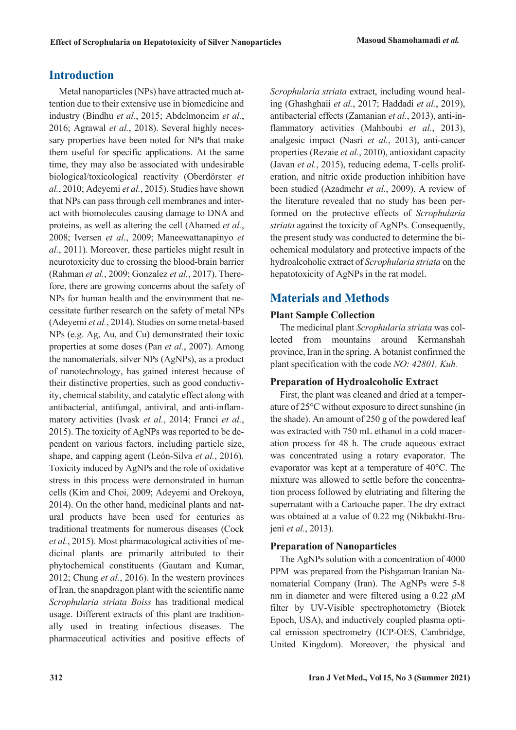## Introduction

Metal nanoparticles (NPs) have attracted much attention due to their extensive use in biomedicine and industry (Bindhu *et al.*, 2015; Abdelmoneim *et al.*, 2016; Agrawal *et al.*, 2018). Several highly necessary properties have been noted for NPs that make them useful for specific applications. At the same time, they may also be associated with undesirable biological/toxicological reactivity (Oberdörster *et al.*, 2010; Adeyemi *et al.*, 2015). Studies have shown that NPs can pass through cell membranes and interact with biomolecules causing damage to DNA and proteins, as well as altering the cell (Ahamed *et al.*, 2008; Iversen *et al.*, 2009; Maneewattanapinyo *et al.*, 2011). Moreover, these particles might result in neurotoxicity due to crossing the blood-brain barrier (Rahman *et al.*, 2009; Gonzalez *et al.*, 2017). Therefore, there are growing concerns about the safety of NPs for human health and the environment that necessitate further research on the safety of metal NPs (Adeyemi *et al.*, 2014). Studies on some metal-based NPs (e.g. Ag, Au, and Cu) demonstrated their toxic properties at some doses (Pan *et al.*, 2007). Among the nanomaterials, silver NPs (AgNPs), as a product of nanotechnology, has gained interest because of their distinctive properties, such as good conductivity, chemical stability, and catalytic effect along with antibacterial, antifungal, antiviral, and anti-inflammatory activities (Ivask *et al.*, 2014; Franci *et al.*, 2015). The toxicity of AgNPs was reported to be dependent on various factors, including particle size, shape, and capping agent (León-Silva *et al.*, 2016). Toxicity induced by AgNPs and the role of oxidative stress in this process were demonstrated in human cells (Kim and Choi, 2009; Adeyemi and Orekoya, 2014). On the other hand, medicinal plants and natural products have been used for centuries as traditional treatments for numerous diseases (Cock *et al.*, 2015). Most pharmacological activities of medicinal plants are primarily attributed to their phytochemical constituents (Gautam and Kumar, 2012; Chung *et al.*, 2016). In the western provinces of Iran, the snapdragon plant with the scientific name *Scrophularia striata Boiss* has traditional medical usage. Different extracts of this plant are traditionally used in treating infectious diseases. The pharmaceutical activities and positive effects of *Scrophularia striata* extract, including wound healing (Ghashghaii *et al.*, 2017; Haddadi *et al.*, 2019), antibacterial effects (Zamanian *et al.*, 2013), anti-inflammatory activities (Mahboubi *et al.*, 2013), analgesic impact (Nasri *et al.*, 2013), anti-cancer properties (Rezaie *et al.*, 2010), antioxidant capacity (Javan *et al.*, 2015), reducing edema, T-cells proliferation, and nitric oxide production inhibition have been studied (Azadmehr *et al.*, 2009). A review of the literature revealed that no study has been performed on the protective effects of *Scrophularia striata* against the toxicity of AgNPs. Consequently, the present study was conducted to determine the biochemical modulatory and protective impacts of the hydroalcoholic extract of *Scrophularia striata* on the hepatotoxicity of AgNPs in the rat model.

## Materials and Methods

### Plant Sample Collection

The medicinal plant *Scrophularia striata* was collected from mountains around Kermanshah province, Iran in the spring. A botanist confirmed the plant specification with the code *NO: 42801, Kuh.*

### Preparation of Hydroalcoholic Extract

First, the plant was cleaned and dried at a temperature of 25°C without exposure to direct sunshine (in the shade). An amount of 250 g of the powdered leaf was extracted with 750 mL ethanol in a cold maceration process for 48 h. The crude aqueous extract was concentrated using a rotary evaporator. The evaporator was kept at a temperature of 40°C. The mixture was allowed to settle before the concentration process followed by elutriating and filtering the supernatant with a Cartouche paper. The dry extract was obtained at a value of 0.22 mg (Nikbakht-Brujeni *et al.*, 2013).

### Preparation of Nanoparticles

The AgNPs solution with a concentration of 4000 PPM was prepared from the Pishgaman Iranian Nanomaterial Company (Iran). The AgNPs were 5-8 nm in diameter and were filtered using a 0.22 $\mu$M filter by UV-Visible spectrophotometry (Biotek Epoch, USA), and inductively coupled plasma optical emission spectrometry (ICP-OES, Cambridge, United Kingdom). Moreover, the physical and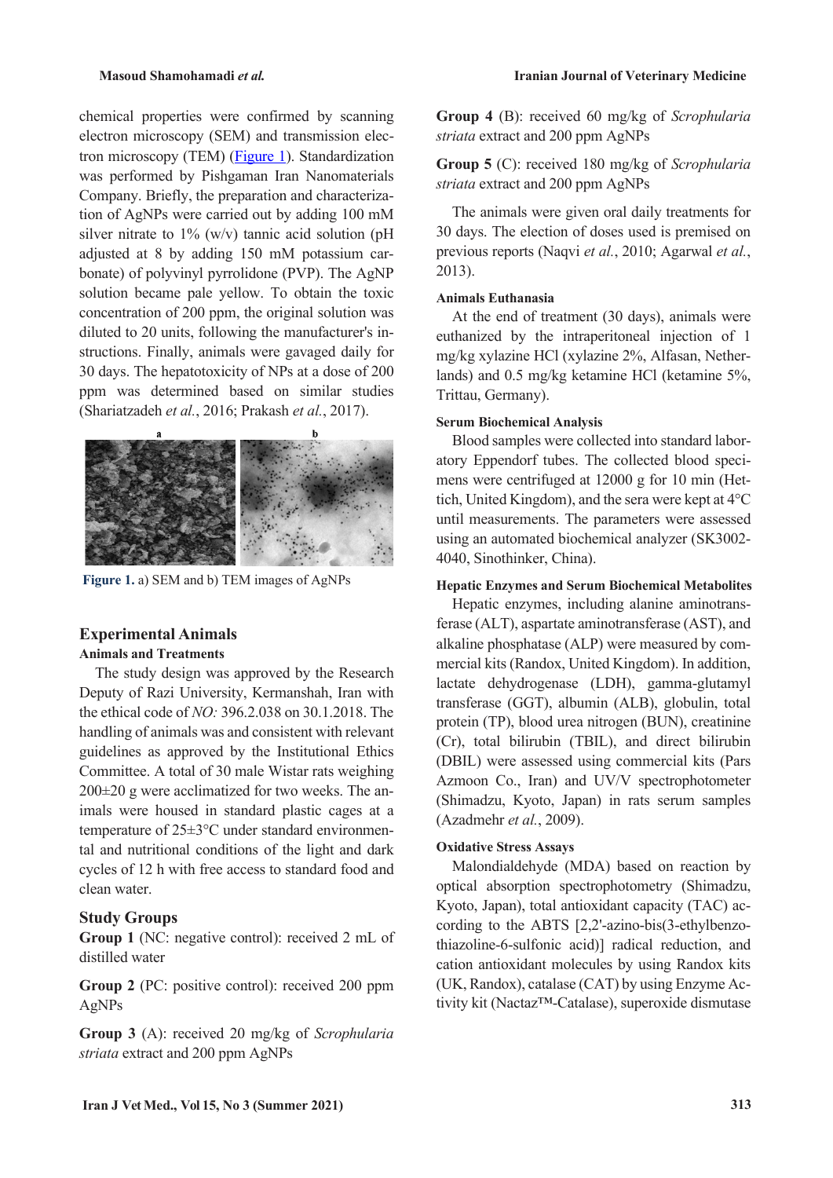chemical properties were confirmed by scanning electron microscopy (SEM) and transmission electron microscopy (TEM) (Figure 1). Standardization was performed by Pishgaman Iran Nanomaterials Company. Briefly, the preparation and characterization of AgNPs were carried out by adding 100 mM silver nitrate to 1% (w/v) tannic acid solution (pH adjusted at 8 by adding 150 mM potassium carbonate) of polyvinyl pyrrolidone (PVP). The AgNP solution became pale yellow. To obtain the toxic concentration of 200 ppm, the original solution was diluted to 20 units, following the manufacturer's instructions. Finally, animals were gavaged daily for 30 days. The hepatotoxicity of NPs at a dose of 200 ppm was determined based on similar studies (Shariatzadeh *et al.*, 2016; Prakash *et al.*, 2017).

**Figure 1.** a) SEM and b) TEM images of AgNPs

## Experimental Animals

### Animals and Treatments

The study design was approved by the Research Deputy of Razi University, Kermanshah, Iran with the ethical code of *NO:* 396.2.038 on 30.1.2018. The handling of animals was and consistent with relevant guidelines as approved by the Institutional Ethics Committee. A total of 30 male Wistar rats weighing 200±20 g were acclimatized for two weeks. The animals were housed in standard plastic cages at a temperature of 25±3°C under standard environmental and nutritional conditions of the light and dark cycles of 12 h with free access to standard food and clean water.

## Study Groups

**Group 1** (NC: negative control): received 2 mL of distilled water

**Group 2** (PC: positive control): received 200 ppm AgNPs

**Group 3** (A): received 20 mg/kg of *Scrophularia striata* extract and 200 ppm AgNPs

**Group 4** (B): received 60 mg/kg of *Scrophularia striata* extract and 200 ppm AgNPs

**Group 5** (C): received 180 mg/kg of *Scrophularia striata* extract and 200 ppm AgNPs

The animals were given oral daily treatments for 30 days. The election of doses used is premised on previous reports (Naqvi *et al.*, 2010; Agarwal *et al.*, 2013).

### Animals Euthanasia

At the end of treatment (30 days), animals were euthanized by the intraperitoneal injection of 1 mg/kg xylazine HCl (xylazine 2%, Alfasan, Netherlands) and 0.5 mg/kg ketamine HCl (ketamine 5%, Trittau, Germany).

### Serum Biochemical Analysis

Blood samples were collected into standard laboratory Eppendorf tubes. The collected blood specimens were centrifuged at 12000 g for 10 min (Hettich, United Kingdom), and the sera were kept at 4°C until measurements. The parameters were assessed using an automated biochemical analyzer (SK3002-4040, Sinothinker, China).

### Hepatic Enzymes and Serum Biochemical Metabolites

Hepatic enzymes, including alanine aminotransferase (ALT), aspartate aminotransferase (AST), and alkaline phosphatase (ALP) were measured by commercial kits (Randox, United Kingdom). In addition, lactate dehydrogenase (LDH), gamma-glutamyl transferase (GGT), albumin (ALB), globulin, total protein (TP), blood urea nitrogen (BUN), creatinine (Cr), total bilirubin (TBIL), and direct bilirubin (DBIL) were assessed using commercial kits (Pars Azmoon Co., Iran) and UV/V spectrophotometer (Shimadzu, Kyoto, Japan) in rats serum samples (Azadmehr *et al.*, 2009).

### Oxidative Stress Assays

Malondialdehyde (MDA) based on reaction by optical absorption spectrophotometry (Shimadzu, Kyoto, Japan), total antioxidant capacity (TAC) according to the ABTS [2,2'-azino-bis(3-ethylbenzothiazoline-6-sulfonic acid)] radical reduction, and cation antioxidant molecules by using Randox kits (UK, Randox), catalase (CAT) by using Enzyme Activity kit (Nactaz™-Catalase), superoxide dismutase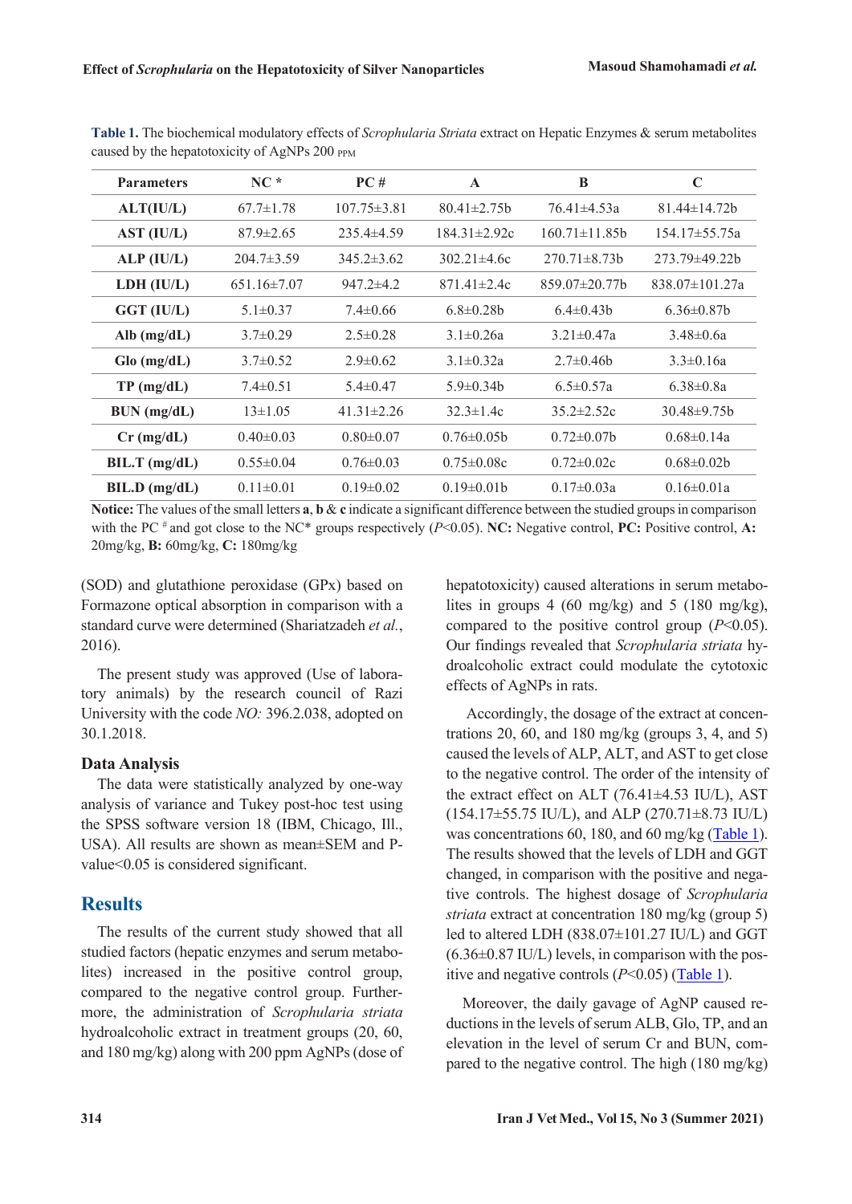**Table 1.** The biochemical modulatory effects of *Scrophularia Striata* extract on Hepatic Enzymes & serum metabolites caused by the hepatotoxicity of AgNPs 200 PPM

| Parameters | NC * | PC # | A | B | C |
|---|---|---|---|---|---|
| ALT(IU/L) | 67.7±1.78 | 107.75±3.81 | 80.41±2.75b | 76.41±4.53a | 81.44±14.72b |
| AST (IU/L) | 87.9±2.65 | 235.4±4.59 | 184.31±2.92c | 160.71±11.85b | 154.17±55.75a |
| ALP (IU/L) | 204.7±3.59 | 345.2±3.62 | 302.21±4.6c | 270.71±8.73b | 273.79±49.22b |
| LDH (IU/L) | 651.16±7.07 | 947.2±4.2 | 871.41±2.4c | 859.07±20.77b | 838.07±101.27a |
| GGT (IU/L) | 5.1±0.37 | 7.4±0.66 | 6.8±0.28b | 6.4±0.43b | 6.36±0.87b |
| Alb (mg/dL) | 3.7±0.29 | 2.5±0.28 | 3.1±0.26a | 3.21±0.47a | 3.48±0.6a |
| Glo (mg/dL) | 3.7±0.52 | 2.9±0.62 | 3.1±0.32a | 2.7±0.46b | 3.3±0.16a |
| TP (mg/dL) | 7.4±0.51 | 5.4±0.47 | 5.9±0.34b | 6.5±0.57a | 6.38±0.8a |
| BUN (mg/dL) | 13±1.05 | 41.31±2.26 | 32.3±1.4c | 35.2±2.52c | 30.48±9.75b |
| Cr (mg/dL) | 0.40±0.03 | 0.80±0.07 | 0.76±0.05b | 0.72±0.07b | 0.68±0.14a |
| BIL.T (mg/dL) | 0.55±0.04 | 0.76±0.03 | 0.75±0.08c | 0.72±0.02c | 0.68±0.02b |
| BIL.D (mg/dL) | 0.11±0.01 | 0.19±0.02 | 0.19±0.01b | 0.17±0.03a | 0.16±0.01a |

**Notice:** The values of the small letters **a**, **b** & **c** indicate a significant difference between the studied groups in comparison with the PC # and got close to the NC* groups respectively ($P$<0.05). **NC:** Negative control, **PC:** Positive control, **A:** 20mg/kg, **B:** 60mg/kg, **C:** 180mg/kg

(SOD) and glutathione peroxidase (GPx) based on Formazone optical absorption in comparison with a standard curve were determined (Shariatzadeh *et al.*, 2016).

The present study was approved (Use of laboratory animals) by the research council of Razi University with the code *NO:* 396.2.038, adopted on 30.1.2018.

### Data Analysis

The data were statistically analyzed by one-way analysis of variance and Tukey post-hoc test using the SPSS software version 18 (IBM, Chicago, Ill., USA). All results are shown as mean±SEM and P-value<0.05 is considered significant.

## Results

The results of the current study showed that all studied factors (hepatic enzymes and serum metabolites) increased in the positive control group, compared to the negative control group. Furthermore, the administration of *Scrophularia striata* hydroalcoholic extract in treatment groups (20, 60, and 180 mg/kg) along with 200 ppm AgNPs (dose of hepatoxicity) caused alterations in serum metabolites in groups 4 (60 mg/kg) and 5 (180 mg/kg), compared to the positive control group ($P$<0.05). Our findings revealed that *Scrophularia striata* hydroalcoholic extract could modulate the cytotoxic effects of AgNPs in rats.

Accordingly, the dosage of the extract at concentrations 20, 60, and 180 mg/kg (groups 3, 4, and 5) caused the levels of ALP, ALT, and AST to get close to the negative control. The order of the intensity of the extract effect on ALT (76.41±4.53 IU/L), AST (154.17±55.75 IU/L), and ALP (270.71±8.73 IU/L) was concentrations 60, 180, and 60 mg/kg (Table 1). The results showed that the levels of LDH and GGT changed, in comparison with the positive and negative controls. The highest dosage of *Scrophularia striata* extract at concentration 180 mg/kg (group 5) led to altered LDH (838.07±101.27 IU/L) and GGT (6.36±0.87 IU/L) levels, in comparison with the positive and negative controls ($P$<0.05) (Table 1).

Moreover, the daily gavage of AgNP caused reductions in the levels of serum ALB, Glo, TP, and an elevation in the level of serum Cr and BUN, compared to the negative control. The high (180 mg/kg)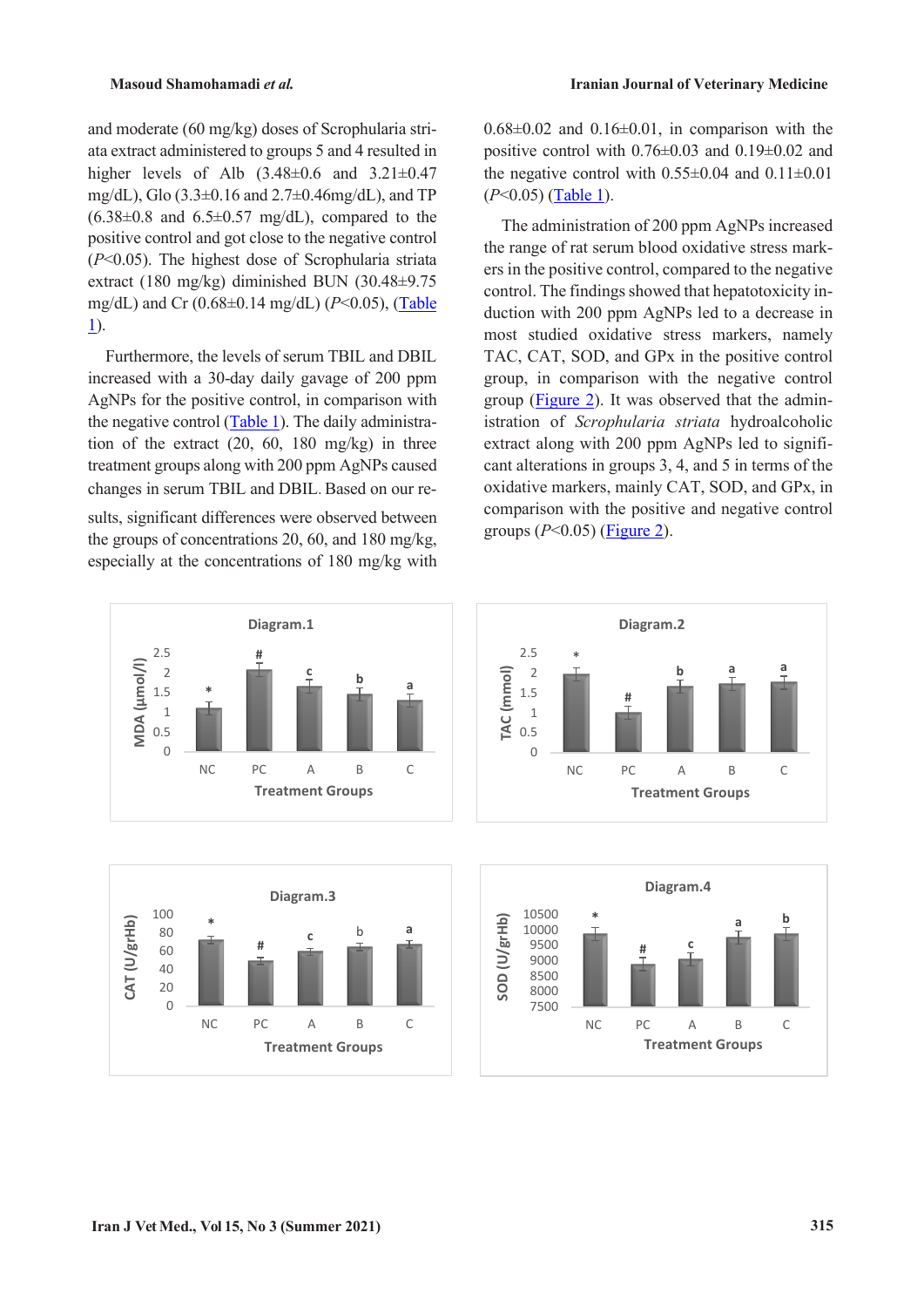and moderate (60 mg/kg) doses of Scrophularia striata extract administered to groups 5 and 4 resulted in higher levels of Alb (3.48±0.6 and 3.21±0.47 mg/dL), Glo (3.3±0.16 and 2.7±0.46mg/dL), and TP (6.38±0.8 and 6.5±0.57 mg/dL), compared to the positive control and got close to the negative control ($P$<0.05). The highest dose of Scrophularia striata extract (180 mg/kg) diminished BUN (30.48±9.75 mg/dL) and Cr (0.68±0.14 mg/dL) ($P$<0.05), (Table 1).

Furthermore, the levels of serum TBIL and DBIL increased with a 30-day daily gavage of 200 ppm AgNPs for the positive control, in comparison with the negative control (Table 1). The daily administration of the extract (20, 60, 180 mg/kg) in three treatment groups along with 200 ppm AgNPs caused changes in serum TBIL and DBIL. Based on our results, significant differences were observed between the groups of concentrations 20, 60, and 180 mg/kg, especially at the concentrations of 180 mg/kg with 0.68±0.02 and 0.16±0.01, in comparison with the positive control with 0.76±0.03 and 0.19±0.02 and the negative control with 0.55±0.04 and 0.11±0.01 ($P$<0.05) (Table 1).

The administration of 200 ppm AgNPs increased the range of rat serum blood oxidative stress markers in the positive control, compared to the negative control. The findings showed that hepatotoxicity induction with 200 ppm AgNPs led to a decrease in most studied oxidative stress markers, namely TAC, CAT, SOD, and GPx in the positive control group, in comparison with the negative control group (Figure 2). It was observed that the administration of *Scrophularia striata* hydroalcoholic extract along with 200 ppm AgNPs led to significant alterations in groups 3, 4, and 5 in terms of the oxidative markers, mainly CAT, SOD, and GPx, in comparison with the positive and negative control groups ($P$<0.05) (Figure 2).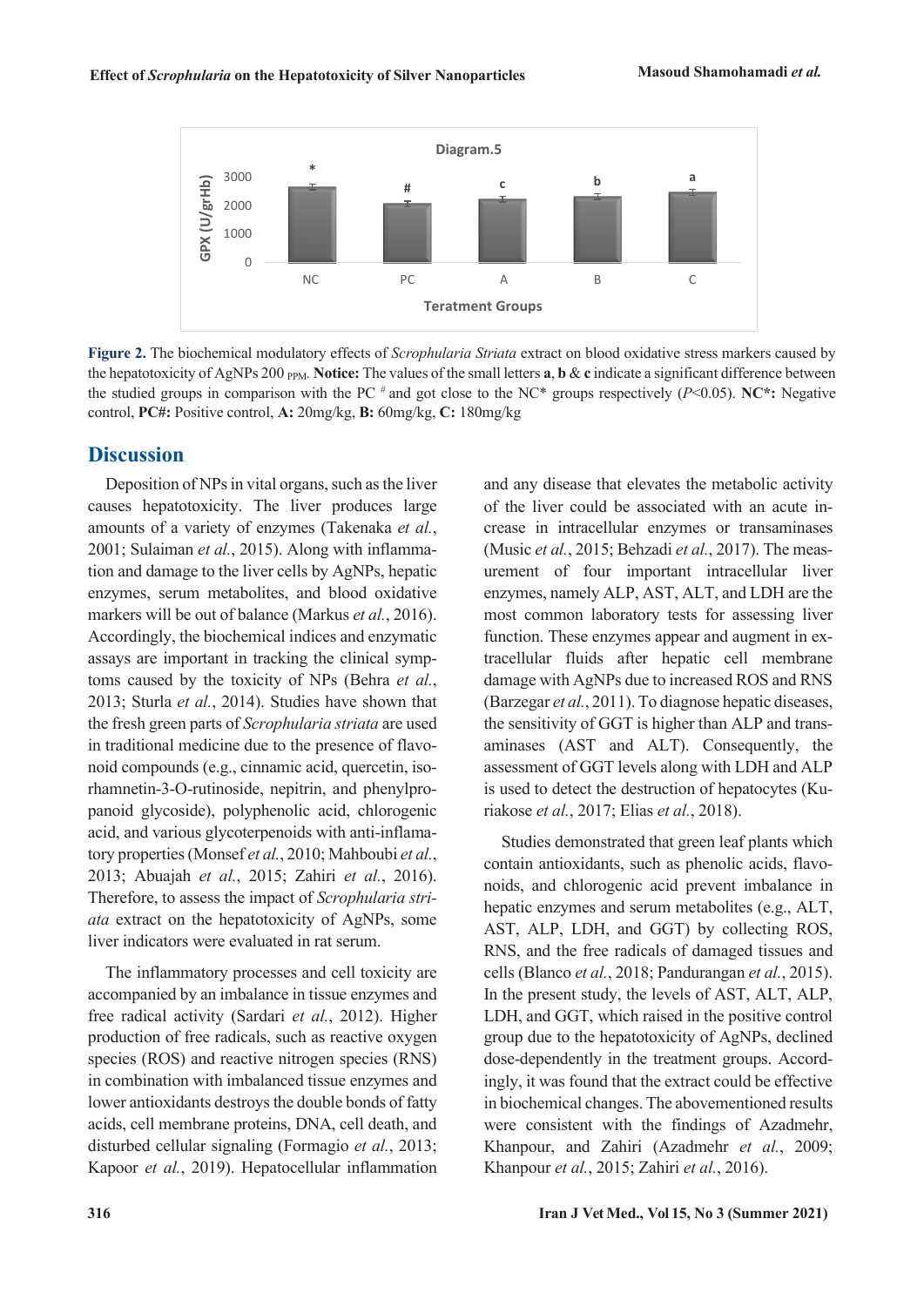Diagram.5

| Teratment Groups | NC | PC | A | B | C |
|---|---|---|---|---|---|
| GPX (U/grHb) | * | # | c | b | a |

**Figure 2.** The biochemical modulatory effects of *Scrophularia Striata* extract on blood oxidative stress markers caused by the hepatotoxicity of AgNPs 200 $_{PPM}$. **Notice:** The values of the small letters **a**, **b** & **c** indicate a significant difference between the studied groups in comparison with the PC # and got close to the NC* groups respectively ($P$<0.05). **NC*:** Negative control, **PC#:** Positive control, **A:** 20mg/kg, **B:** 60mg/kg, **C:** 180mg/kg

## Discussion

Deposition of NPs in vital organs, such as the liver causes hepatotoxicity. The liver produces large amounts of a variety of enzymes (Takenaka *et al.*, 2001; Sulaiman *et al.*, 2015). Along with inflammation and damage to the liver cells by AgNPs, hepatic enzymes, serum metabolites, and blood oxidative markers will be out of balance (Markus *et al.*, 2016). Accordingly, the biochemical indices and enzymatic assays are important in tracking the clinical symptoms caused by the toxicity of NPs (Behra *et al.*, 2013; Sturla *et al.*, 2014). Studies have shown that the fresh green parts of *Scrophularia striata* are used in traditional medicine due to the presence of flavonoid compounds (e.g., cinnamic acid, quercetin, isorhamnetin-3-O-rutinoside, nepitrin, and phenylpropanoid glycoside), polyphenolic acid, chlorogenic acid, and various glycoterpenoids with anti-inflamatory properties (Monsef *et al.*, 2010; Mahboubi *et al.*, 2013; Abuajah *et al.*, 2015; Zahiri *et al.*, 2016). Therefore, to assess the impact of *Scrophularia striata* extract on the hepatotoxicity of AgNPs, some liver indicators were evaluated in rat serum.

The inflammatory processes and cell toxicity are accompanied by an imbalance in tissue enzymes and free radical activity (Sardari *et al.*, 2012). Higher production of free radicals, such as reactive oxygen species (ROS) and reactive nitrogen species (RNS) in combination with imbalanced tissue enzymes and lower antioxidants destroys the double bonds of fatty acids, cell membrane proteins, DNA, cell death, and disturbed cellular signaling (Formagio *et al.*, 2013; Kapoor *et al.*, 2019). Hepatocellular inflammation and any disease that elevates the metabolic activity of the liver could be associated with an acute increase in intracellular enzymes or transaminases (Music *et al.*, 2015; Behzadi *et al.*, 2017). The measurement of four important intracellular liver enzymes, namely ALP, AST, ALT, and LDH are the most common laboratory tests for assessing liver function. These enzymes appear and augment in extracellular fluids after hepatic cell membrane damage with AgNPs due to increased ROS and RNS (Barzegar *et al.*, 2011). To diagnose hepatic diseases, the sensitivity of GGT is higher than ALP and transaminases (AST and ALT). Consequently, the assessment of GGT levels along with LDH and ALP is used to detect the destruction of hepatocytes (Kuriakose *et al.*, 2017; Elias *et al.*, 2018).

Studies demonstrated that green leaf plants which contain antioxidants, such as phenolic acids, flavonoids, and chlorogenic acid prevent imbalance in hepatic enzymes and serum metabolites (e.g., ALT, AST, ALP, LDH, and GGT) by collecting ROS, RNS, and the free radicals of damaged tissues and cells (Blanco *et al.*, 2018; Pandurangan *et al.*, 2015). In the present study, the levels of AST, ALT, ALP, LDH, and GGT, which raised in the positive control group due to the hepatotoxicity of AgNPs, declined dose-dependently in the treatment groups. Accordingly, it was found that the extract could be effective in biochemical changes. The abovementioned results were consistent with the findings of Azadmehr, Khanpour, and Zahiri (Azadmehr *et al.*, 2009; Khanpour *et al.*, 2015; Zahiri *et al.*, 2016).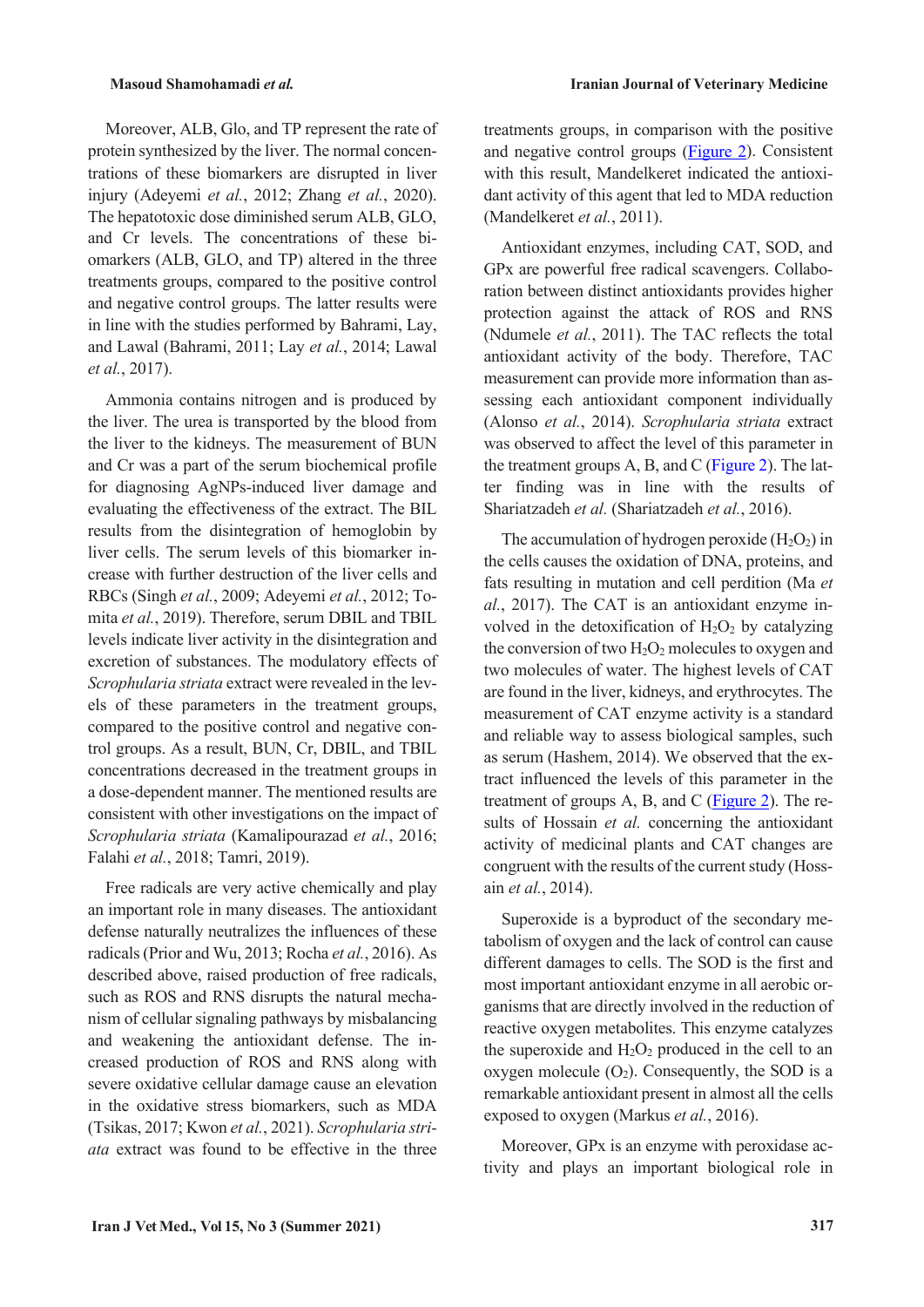Moreover, ALB, Glo, and TP represent the rate of protein synthesized by the liver. The normal concentrations of these biomarkers are disrupted in liver injury (Adeyemi *et al.*, 2012; Zhang *et al.*, 2020). The hepatotoxic dose diminished serum ALB, GLO, and Cr levels. The concentrations of these biomarkers (ALB, GLO, and TP) altered in the three treatments groups, compared to the positive control and negative control groups. The latter results were in line with the studies performed by Bahrami, Lay, and Lawal (Bahrami, 2011; Lay *et al.*, 2014; Lawal *et al.*, 2017).

Ammonia contains nitrogen and is produced by the liver. The urea is transported by the blood from the liver to the kidneys. The measurement of BUN and Cr was a part of the serum biochemical profile for diagnosing AgNPs-induced liver damage and evaluating the effectiveness of the extract. The BIL results from the disintegration of hemoglobin by liver cells. The serum levels of this biomarker increase with further destruction of the liver cells and RBCs (Singh *et al.*, 2009; Adeyemi *et al.*, 2012; Tomita *et al.*, 2019). Therefore, serum DBIL and TBIL levels indicate liver activity in the disintegration and excretion of substances. The modulatory effects of *Scrophularia striata* extract were revealed in the levels of these parameters in the treatment groups, compared to the positive control and negative control groups. As a result, BUN, Cr, DBIL, and TBIL concentrations decreased in the treatment groups in a dose-dependent manner. The mentioned results are consistent with other investigations on the impact of *Scrophularia striata* (Kamalipourazad *et al.*, 2016; Falahi *et al.*, 2018; Tamri, 2019).

Free radicals are very active chemically and play an important role in many diseases. The antioxidant defense naturally neutralizes the influences of these radicals (Prior and Wu, 2013; Rocha *et al.*, 2016). As described above, raised production of free radicals, such as ROS and RNS disrupts the natural mechanism of cellular signaling pathways by misbalancing and weakening the antioxidant defense. The increased production of ROS and RNS along with severe oxidative cellular damage cause an elevation in the oxidative stress biomarkers, such as MDA (Tsikas, 2017; Kwon *et al.*, 2021). *Scrophularia striata* extract was found to be effective in the three treatments groups, in comparison with the positive and negative control groups (Figure 2). Consistent with this result, Mandelkeret indicated the antioxidant activity of this agent that led to MDA reduction (Mandelkeret *et al.*, 2011).

Antioxidant enzymes, including CAT, SOD, and GPx are powerful free radical scavengers. Collaboration between distinct antioxidants provides higher protection against the attack of ROS and RNS (Ndumele *et al.*, 2011). The TAC reflects the total antioxidant activity of the body. Therefore, TAC measurement can provide more information than assessing each antioxidant component individually (Alonso *et al.*, 2014). *Scrophularia striata* extract was observed to affect the level of this parameter in the treatment groups A, B, and C (Figure 2). The latter finding was in line with the results of Shariatzadeh *et al.* (Shariatzadeh *et al.*, 2016).

The accumulation of hydrogen peroxide ($H_2O_2$) in the cells causes the oxidation of DNA, proteins, and fats resulting in mutation and cell perdition (Ma *et al.*, 2017). The CAT is an antioxidant enzyme involved in the detoxification of $H_2O_2$ by catalyzing the conversion of two $H_2O_2$ molecules to oxygen and two molecules of water. The highest levels of CAT are found in the liver, kidneys, and erythrocytes. The measurement of CAT enzyme activity is a standard and reliable way to assess biological samples, such as serum (Hashem, 2014). We observed that the extract influenced the levels of this parameter in the treatment of groups A, B, and C (Figure 2). The results of Hossain *et al.* concerning the antioxidant activity of medicinal plants and CAT changes are congruent with the results of the current study (Hossain *et al.*, 2014).

Superoxide is a byproduct of the secondary metabolism of oxygen and the lack of control can cause different damages to cells. The SOD is the first and most important antioxidant enzyme in all aerobic organisms that are directly involved in the reduction of reactive oxygen metabolites. This enzyme catalyzes the superoxide and $H_2O_2$ produced in the cell to an oxygen molecule ($O_2$). Consequently, the SOD is a remarkable antioxidant present in almost all the cells exposed to oxygen (Markus *et al.*, 2016).

Moreover, GPx is an enzyme with peroxidase activity and plays an important biological role in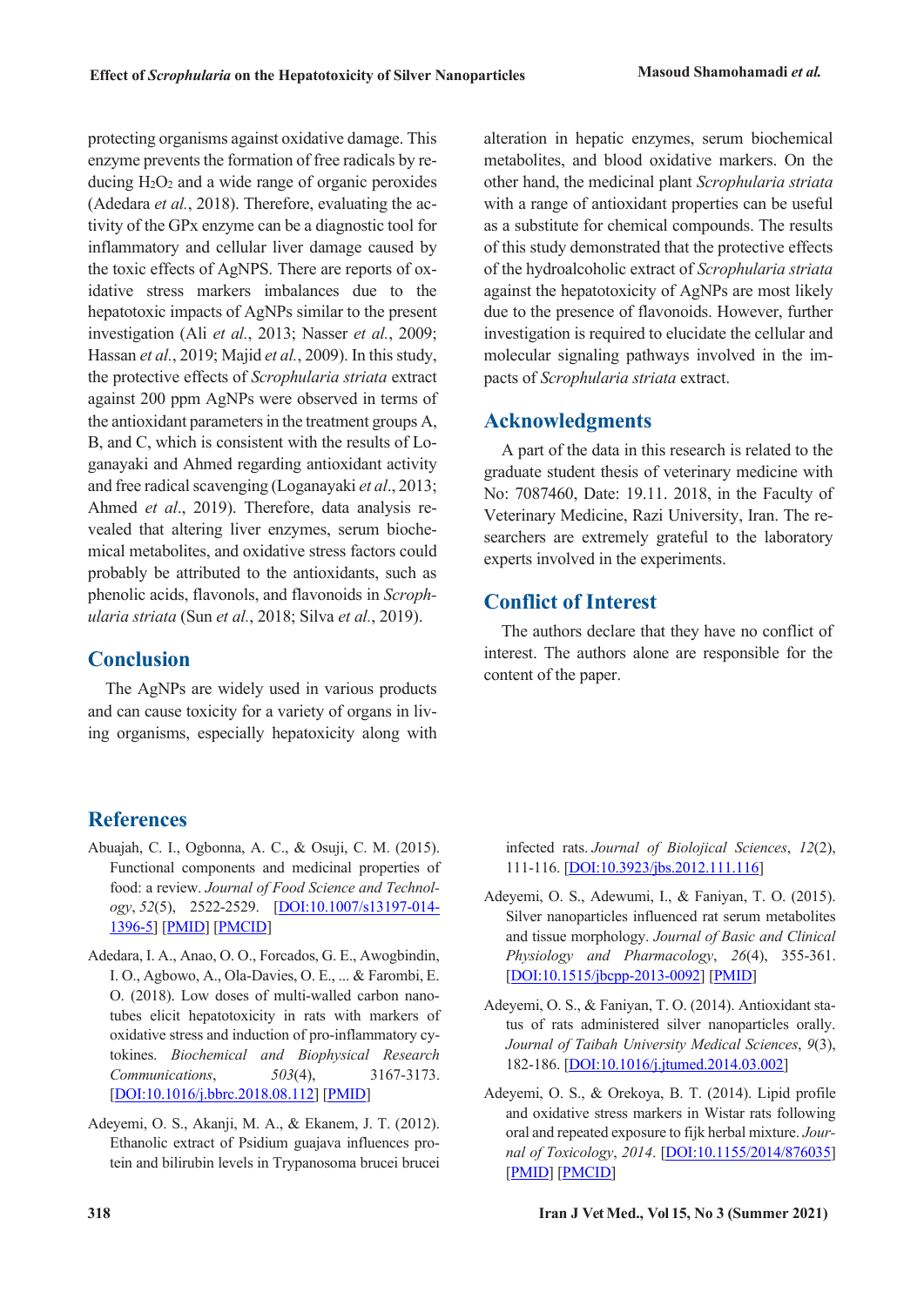protecting organisms against oxidative damage. This enzyme prevents the formation of free radicals by reducing $H_2O_2$ and a wide range of organic peroxides (Adedara *et al.*, 2018). Therefore, evaluating the activity of the GPx enzyme can be a diagnostic tool for inflammatory and cellular liver damage caused by the toxic effects of AgNPS. There are reports of oxidative stress markers imbalances due to the hepatotoxic impacts of AgNPs similar to the present investigation (Ali *et al.*, 2013; Nasser *et al.*, 2009; Hassan *et al.*, 2019; Majid *et al.*, 2009). In this study, the protective effects of *Scrophularia striata* extract against 200 ppm AgNPs were observed in terms of the antioxidant parameters in the treatment groups A, B, and C, which is consistent with the results of Loganayaki and Ahmed regarding antioxidant activity and free radical scavenging (Loganayaki *et al*., 2013; Ahmed *et al*., 2019). Therefore, data analysis revealed that altering liver enzymes, serum biochemical metabolites, and oxidative stress factors could probably be attributed to the antioxidants, such as phenolic acids, flavonols, and flavonoids in *Scrophularia striata* (Sun *et al.*, 2018; Silva *et al.*, 2019).

## Conclusion

The AgNPs are widely used in various products and can cause toxicity for a variety of organs in living organisms, especially hepatoxicity along with alteration in hepatic enzymes, serum biochemical metabolites, and blood oxidative markers. On the other hand, the medicinal plant *Scrophularia striata* with a range of antioxidant properties can be useful as a substitute for chemical compounds. The results of this study demonstrated that the protective effects of the hydroalcoholic extract of *Scrophularia striata* against the hepatotoxicity of AgNPs are most likely due to the presence of flavonoids. However, further investigation is required to elucidate the cellular and molecular signaling pathways involved in the impacts of *Scrophularia striata* extract.

## Acknowledgments

A part of the data in this research is related to the graduate student thesis of veterinary medicine with No: 7087460, Date: 19.11. 2018, in the Faculty of Veterinary Medicine, Razi University, Iran. The researchers are extremely grateful to the laboratory experts involved in the experiments.

## Conflict of Interest

The authors declare that they have no conflict of interest. The authors alone are responsible for the content of the paper.

## References

Abuajah, C. I., Ogbonna, A. C., & Osuji, C. M. (2015). Functional components and medicinal properties of food: a review. *Journal of Food Science and Technology*, *52*(5), 2522-2529. [DOI:10.1007/s13197-014-1396-5] [PMID] [PMCID]

Adedara, I. A., Anao, O. O., Forcados, G. E., Awogbindin, I. O., Agbowo, A., Ola-Davies, O. E., ... & Farombi, E. O. (2018). Low doses of multi-walled carbon nanotubes elicit hepatotoxicity in rats with markers of oxidative stress and induction of pro-inflammatory cytokines. *Biochemical and Biophysical Research Communications*, *503*(4), 3167-3173. [DOI:10.1016/j.bbrc.2018.08.112] [PMID]

Adeyemi, O. S., Akanji, M. A., & Ekanem, J. T. (2012). Ethanolic extract of Psidium guajava influences protein and bilirubin levels in Trypanosoma brucei brucei infected rats. *Journal of Biolojical Sciences*, *12*(2), 111-116. [DOI:10.3923/jbs.2012.111.116]

Adeyemi, O. S., Adewumi, I., & Faniyan, T. O. (2015). Silver nanoparticles influenced rat serum metabolites and tissue morphology. *Journal of Basic and Clinical Physiology and Pharmacology*, *26*(4), 355-361. [DOI:10.1515/jbcpp-2013-0092] [PMID]

Adeyemi, O. S., & Faniyan, T. O. (2014). Antioxidant status of rats administered silver nanoparticles orally. *Journal of Taibah University Medical Sciences*, *9*(3), 182-186. [DOI:10.1016/j.jtumed.2014.03.002]

Adeyemi, O. S., & Orekoya, B. T. (2014). Lipid profile and oxidative stress markers in Wistar rats following oral and repeated exposure to fijk herbal mixture. *Journal of Toxicology*, *2014*. [DOI:10.1155/2014/876035] [PMID] [PMCID]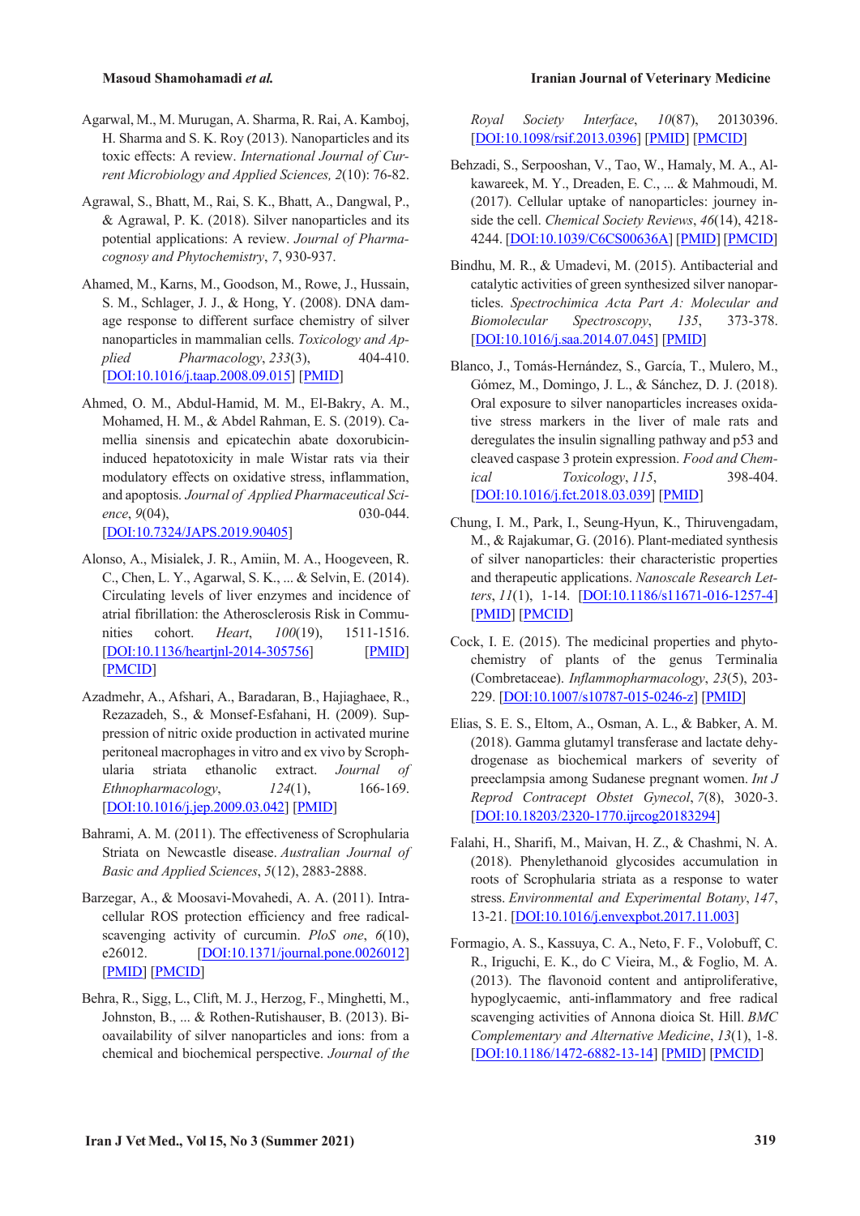Agarwal, M., M. Murugan, A. Sharma, R. Rai, A. Kamboj, H. Sharma and S. K. Roy (2013). Nanoparticles and its toxic effects: A review. *International Journal of Current Microbiology and Applied Sciences, 2*(10): 76-82.

Agrawal, S., Bhatt, M., Rai, S. K., Bhatt, A., Dangwal, P., & Agrawal, P. K. (2018). Silver nanoparticles and its potential applications: A review. *Journal of Pharmacognosy and Phytochemistry*, *7*, 930-937.

Ahamed, M., Karns, M., Goodson, M., Rowe, J., Hussain, S. M., Schlager, J. J., & Hong, Y. (2008). DNA damage response to different surface chemistry of silver nanoparticles in mammalian cells. *Toxicology and Applied Pharmacology*, *233*(3), 404-410. [DOI:10.1016/j.taap.2008.09.015] [PMID]

Ahmed, O. M., Abdul-Hamid, M. M., El-Bakry, A. M., Mohamed, H. M., & Abdel Rahman, E. S. (2019). Camellia sinensis and epicatechin abate doxorubicin-induced hepatotoxicity in male Wistar rats via their modulatory effects on oxidative stress, inflammation, and apoptosis. *Journal of Applied Pharmaceutical Science*, *9*(04), 030-044. [DOI:10.7324/JAPS.2019.90405]

Alonso, A., Misialek, J. R., Amiin, M. A., Hoogeveen, R. C., Chen, L. Y., Agarwal, S. K., ... & Selvin, E. (2014). Circulating levels of liver enzymes and incidence of atrial fibrillation: the Atherosclerosis Risk in Communities cohort. *Heart*, *100*(19), 1511-1516. [DOI:10.1136/heartjnl-2014-305756] [PMID] [PMCID]

Azadmehr, A., Afshari, A., Baradaran, B., Hajiaghaee, R., Rezazadeh, S., & Monsef-Esfahani, H. (2009). Suppression of nitric oxide production in activated murine peritoneal macrophages in vitro and ex vivo by Scrophularia striata ethanolic extract. *Journal of Ethnopharmacology*, *124*(1), 166-169. [DOI:10.1016/j.jep.2009.03.042] [PMID]

Bahrami, A. M. (2011). The effectiveness of Scrophularia Striata on Newcastle disease. *Australian Journal of Basic and Applied Sciences*, *5*(12), 2883-2888.

Barzegar, A., & Moosavi-Movahedi, A. A. (2011). Intracellular ROS protection efficiency and free radical-scavenging activity of curcumin. *PloS one*, *6*(10), e26012. [DOI:10.1371/journal.pone.0026012] [PMID] [PMCID]

Behra, R., Sigg, L., Clift, M. J., Herzog, F., Minghetti, M., Johnston, B., ... & Rothen-Rutishauser, B. (2013). Bioavailability of silver nanoparticles and ions: from a chemical and biochemical perspective. *Journal of the Royal Society Interface*, *10*(87), 20130396. [DOI:10.1098/rsif.2013.0396] [PMID] [PMCID]

Behzadi, S., Serpooshan, V., Tao, W., Hamaly, M. A., Alkawareek, M. Y., Dreaden, E. C., ... & Mahmoudi, M. (2017). Cellular uptake of nanoparticles: journey inside the cell. *Chemical Society Reviews*, *46*(14), 4218-4244. [DOI:10.1039/C6CS00636A] [PMID] [PMCID]

Bindhu, M. R., & Umadevi, M. (2015). Antibacterial and catalytic activities of green synthesized silver nanoparticles. *Spectrochimica Acta Part A: Molecular and Biomolecular Spectroscopy*, *135*, 373-378. [DOI:10.1016/j.saa.2014.07.045] [PMID]

Blanco, J., Tomás-Hernández, S., García, T., Mulero, M., Gómez, M., Domingo, J. L., & Sánchez, D. J. (2018). Oral exposure to silver nanoparticles increases oxidative stress markers in the liver of male rats and deregulates the insulin signalling pathway and p53 and cleaved caspase 3 protein expression. *Food and Chemical Toxicology*, *115*, 398-404. [DOI:10.1016/j.fct.2018.03.039] [PMID]

Chung, I. M., Park, I., Seung-Hyun, K., Thiruvengadam, M., & Rajakumar, G. (2016). Plant-mediated synthesis of silver nanoparticles: their characteristic properties and therapeutic applications. *Nanoscale Research Letters*, *11*(1), 1-14. [DOI:10.1186/s11671-016-1257-4] [PMID] [PMCID]

Cock, I. E. (2015). The medicinal properties and phytochemistry of plants of the genus Terminalia (Combretaceae). *Inflammopharmacology*, *23*(5), 203-229. [DOI:10.1007/s10787-015-0246-z] [PMID]

Elias, S. E. S., Eltom, A., Osman, A. L., & Babker, A. M. (2018). Gamma glutamyl transferase and lactate dehydrogenase as biochemical markers of severity of preeclampsia among Sudanese pregnant women. *Int J Reprod Contracept Obstet Gynecol*, *7*(8), 3020-3. [DOI:10.18203/2320-1770.ijrcog20183294]

Falahi, H., Sharifi, M., Maivan, H. Z., & Chashmi, N. A. (2018). Phenylethanoid glycosides accumulation in roots of Scrophularia striata as a response to water stress. *Environmental and Experimental Botany*, *147*, 13-21. [DOI:10.1016/j.envexpbot.2017.11.003]

Formagio, A. S., Kassuya, C. A., Neto, F. F., Volobuff, C. R., Iriguchi, E. K., do C Vieira, M., & Foglio, M. A. (2013). The flavonoid content and antiproliferative, hypoglycaemic, anti-inflammatory and free radical scavenging activities of Annona dioica St. Hill. *BMC Complementary and Alternative Medicine*, *13*(1), 1-8. [DOI:10.1186/1472-6882-13-14] [PMID] [PMCID]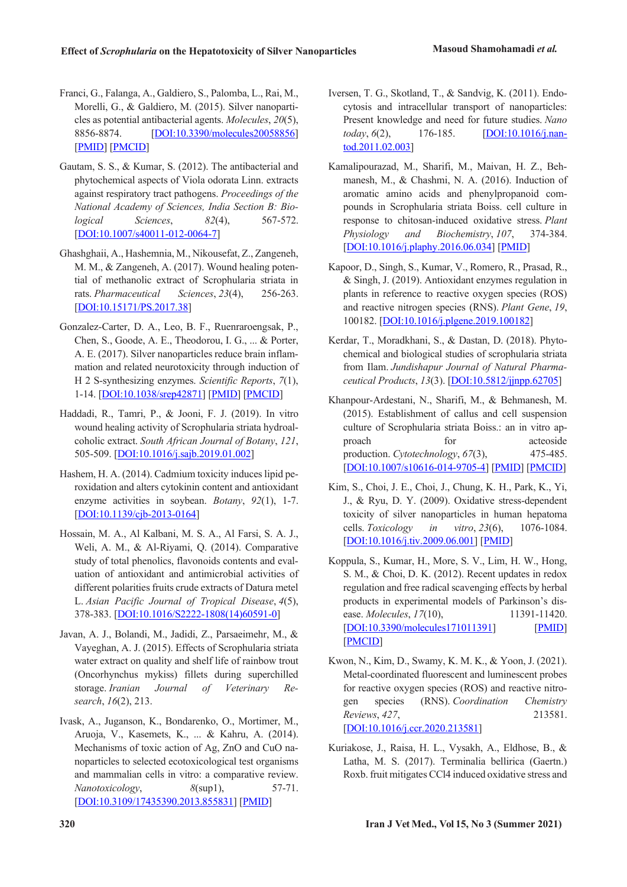Franci, G., Falanga, A., Galdiero, S., Palomba, L., Rai, M., Morelli, G., & Galdiero, M. (2015). Silver nanoparticles as potential antibacterial agents. *Molecules*, *20*(5), 8856-8874. [DOI:10.3390/molecules20058856] [PMID] [PMCID]

Gautam, S. S., & Kumar, S. (2012). The antibacterial and phytochemical aspects of Viola odorata Linn. extracts against respiratory tract pathogens. *Proceedings of the National Academy of Sciences, India Section B: Biological Sciences*, *82*(4), 567-572. [DOI:10.1007/s40011-012-0064-7]

Ghashghaii, A., Hashemnia, M., Nikousefat, Z., Zangeneh, M. M., & Zangeneh, A. (2017). Wound healing potential of methanolic extract of Scrophularia striata in rats. *Pharmaceutical Sciences*, *23*(4), 256-263. [DOI:10.15171/PS.2017.38]

Gonzalez-Carter, D. A., Leo, B. F., Ruenraroengsak, P., Chen, S., Goode, A. E., Theodorou, I. G., ... & Porter, A. E. (2017). Silver nanoparticles reduce brain inflammation and related neurotoxicity through induction of H 2 S-synthesizing enzymes. *Scientific Reports*, *7*(1), 1-14. [DOI:10.1038/srep42871] [PMID] [PMCID]

Haddadi, R., Tamri, P., & Jooni, F. J. (2019). In vitro wound healing activity of Scrophularia striata hydroalcoholic extract. *South African Journal of Botany*, *121*, 505-509. [DOI:10.1016/j.sajb.2019.01.002]

Hashem, H. A. (2014). Cadmium toxicity induces lipid peroxidation and alters cytokinin content and antioxidant enzyme activities in soybean. *Botany*, *92*(1), 1-7. [DOI:10.1139/cjb-2013-0164]

Hossain, M. A., Al Kalbani, M. S. A., Al Farsi, S. A. J., Weli, A. M., & Al-Riyami, Q. (2014). Comparative study of total phenolics, flavonoids contents and evaluation of antioxidant and antimicrobial activities of different polarities fruits crude extracts of Datura metel L. *Asian Pacific Journal of Tropical Disease*, *4*(5), 378-383. [DOI:10.1016/S2222-1808(14)60591-0]

Javan, A. J., Bolandi, M., Jadidi, Z., Parsaeimehr, M., & Vayeghan, A. J. (2015). Effects of Scrophularia striata water extract on quality and shelf life of rainbow trout (Oncorhynchus mykiss) fillets during superchilled storage. *Iranian Journal of Veterinary Research*, *16*(2), 213.

Ivask, A., Juganson, K., Bondarenko, O., Mortimer, M., Aruoja, V., Kasemets, K., ... & Kahru, A. (2014). Mechanisms of toxic action of Ag, ZnO and CuO nanoparticles to selected ecotoxicological test organisms and mammalian cells in vitro: a comparative review. *Nanotoxicology*, *8*(sup1), 57-71. [DOI:10.3109/17435390.2013.855831] [PMID]

Iversen, T. G., Skotland, T., & Sandvig, K. (2011). Endocytosis and intracellular transport of nanoparticles: Present knowledge and need for future studies. *Nano today*, *6*(2), 176-185. [DOI:10.1016/j.nantod.2011.02.003]

Kamalipourazad, M., Sharifi, M., Maivan, H. Z., Behmanesh, M., & Chashmi, N. A. (2016). Induction of aromatic amino acids and phenylpropanoid compounds in Scrophularia striata Boiss. cell culture in response to chitosan-induced oxidative stress. *Plant Physiology and Biochemistry*, *107*, 374-384. [DOI:10.1016/j.plaphy.2016.06.034] [PMID]

Kapoor, D., Singh, S., Kumar, V., Romero, R., Prasad, R., & Singh, J. (2019). Antioxidant enzymes regulation in plants in reference to reactive oxygen species (ROS) and reactive nitrogen species (RNS). *Plant Gene*, *19*, 100182. [DOI:10.1016/j.plgene.2019.100182]

Kerdar, T., Moradkhani, S., & Dastan, D. (2018). Phytochemical and biological studies of scrophularia striata from Ilam. *Jundishapur Journal of Natural Pharmaceutical Products*, *13*(3). [DOI:10.5812/jjnpp.62705]

Khanpour-Ardestani, N., Sharifi, M., & Behmanesh, M. (2015). Establishment of callus and cell suspension culture of Scrophularia striata Boiss.: an in vitro approach for acteoside production. *Cytotechnology*, *67*(3), 475-485. [DOI:10.1007/s10616-014-9705-4] [PMID] [PMCID]

Kim, S., Choi, J. E., Choi, J., Chung, K. H., Park, K., Yi, J., & Ryu, D. Y. (2009). Oxidative stress-dependent toxicity of silver nanoparticles in human hepatoma cells. *Toxicology in vitro*, *23*(6), 1076-1084. [DOI:10.1016/j.tiv.2009.06.001] [PMID]

Koppula, S., Kumar, H., More, S. V., Lim, H. W., Hong, S. M., & Choi, D. K. (2012). Recent updates in redox regulation and free radical scavenging effects by herbal products in experimental models of Parkinson's disease. *Molecules*, *17*(10), 11391-11420. [DOI:10.3390/molecules171011391] [PMID] [PMCID]

Kwon, N., Kim, D., Swamy, K. M. K., & Yoon, J. (2021). Metal-coordinated fluorescent and luminescent probes for reactive oxygen species (ROS) and reactive nitrogen species (RNS). *Coordination Chemistry Reviews*, *427*, 213581. [DOI:10.1016/j.ccr.2020.213581]

Kuriakose, J., Raisa, H. L., Vysakh, A., Eldhose, B., & Latha, M. S. (2017). Terminalia bellirica (Gaertn.) Roxb. fruit mitigates CCl4 induced oxidative stress and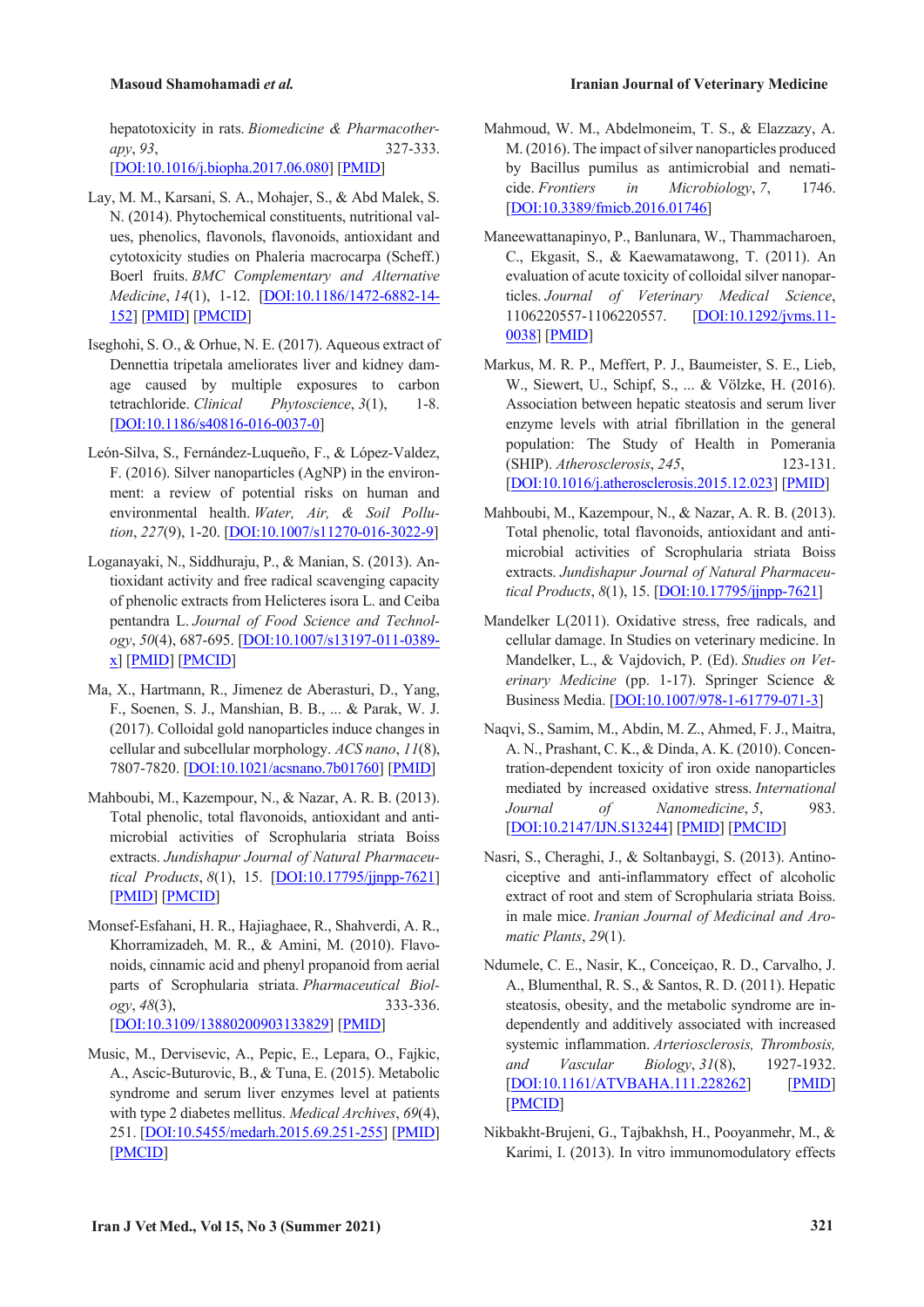hepatotoxicity in rats. *Biomedicine & Pharmacotherapy*, *93*, 327-333. [DOI:10.1016/j.biopha.2017.06.080] [PMID]

Lay, M. M., Karsani, S. A., Mohajer, S., & Abd Malek, S. N. (2014). Phytochemical constituents, nutritional values, phenolics, flavonols, flavonoids, antioxidant and cytotoxicity studies on Phaleria macrocarpa (Scheff.) Boerl fruits. *BMC Complementary and Alternative Medicine*, *14*(1), 1-12. [DOI:10.1186/1472-6882-14-152] [PMID] [PMCID]

Iseghohi, S. O., & Orhue, N. E. (2017). Aqueous extract of Dennettia tripetala ameliorates liver and kidney damage caused by multiple exposures to carbon tetrachloride. *Clinical Phytoscience*, *3*(1), 1-8. [DOI:10.1186/s40816-016-0037-0]

León-Silva, S., Fernández-Luqueño, F., & López-Valdez, F. (2016). Silver nanoparticles (AgNP) in the environment: a review of potential risks on human and environmental health. *Water, Air, & Soil Pollution*, *227*(9), 1-20. [DOI:10.1007/s11270-016-3022-9]

Loganayaki, N., Siddhuraju, P., & Manian, S. (2013). Antioxidant activity and free radical scavenging capacity of phenolic extracts from Helicteres isora L. and Ceiba pentandra L. *Journal of Food Science and Technology*, *50*(4), 687-695. [DOI:10.1007/s13197-011-0389-x] [PMID] [PMCID]

Ma, X., Hartmann, R., Jimenez de Aberasturi, D., Yang, F., Soenen, S. J., Manshian, B. B., ... & Parak, W. J. (2017). Colloidal gold nanoparticles induce changes in cellular and subcellular morphology. *ACS nano*, *11*(8), 7807-7820. [DOI:10.1021/acsnano.7b01760] [PMID]

Mahboubi, M., Kazempour, N., & Nazar, A. R. B. (2013). Total phenolic, total flavonoids, antioxidant and antimicrobial activities of Scrophularia striata Boiss extracts. *Jundishapur Journal of Natural Pharmaceutical Products*, *8*(1), 15. [DOI:10.17795/jjnpp-7621] [PMID] [PMCID]

Monsef-Esfahani, H. R., Hajiaghaee, R., Shahverdi, A. R., Khorramizadeh, M. R., & Amini, M. (2010). Flavonoids, cinnamic acid and phenyl propanoid from aerial parts of Scrophularia striata. *Pharmaceutical Biology*, *48*(3), 333-336. [DOI:10.3109/13880200903133829] [PMID]

Music, M., Dervisevic, A., Pepic, E., Lepara, O., Fajkic, A., Ascic-Buturovic, B., & Tuna, E. (2015). Metabolic syndrome and serum liver enzymes level at patients with type 2 diabetes mellitus. *Medical Archives*, *69*(4), 251. [DOI:10.5455/medarh.2015.69.251-255] [PMID] [PMCID]

Mahmoud, W. M., Abdelmoneim, T. S., & Elazzazy, A. M. (2016). The impact of silver nanoparticles produced by Bacillus pumilus as antimicrobial and nematicide. *Frontiers in Microbiology*, *7*, 1746. [DOI:10.3389/fmicb.2016.01746]

Maneewattanapinyo, P., Banlunara, W., Thammacharoen, C., Ekgasit, S., & Kaewamatawong, T. (2011). An evaluation of acute toxicity of colloidal silver nanoparticles. *Journal of Veterinary Medical Science*, 1106220557-1106220557. [DOI:10.1292/jvms.11-0038] [PMID]

Markus, M. R. P., Meffert, P. J., Baumeister, S. E., Lieb, W., Siewert, U., Schipf, S., ... & Völzke, H. (2016). Association between hepatic steatosis and serum liver enzyme levels with atrial fibrillation in the general population: The Study of Health in Pomerania (SHIP). *Atherosclerosis*, *245*, 123-131. [DOI:10.1016/j.atherosclerosis.2015.12.023] [PMID]

Mahboubi, M., Kazempour, N., & Nazar, A. R. B. (2013). Total phenolic, total flavonoids, antioxidant and antimicrobial activities of Scrophularia striata Boiss extracts. *Jundishapur Journal of Natural Pharmaceutical Products*, *8*(1), 15. [DOI:10.17795/jjnpp-7621]

Mandelker L(2011). Oxidative stress, free radicals, and cellular damage. In Studies on veterinary medicine. In Mandelker, L., & Vajdovich, P. (Ed). *Studies on Veterinary Medicine* (pp. 1-17). Springer Science & Business Media. [DOI:10.1007/978-1-61779-071-3]

Naqvi, S., Samim, M., Abdin, M. Z., Ahmed, F. J., Maitra, A. N., Prashant, C. K., & Dinda, A. K. (2010). Concentration-dependent toxicity of iron oxide nanoparticles mediated by increased oxidative stress. *International Journal of Nanomedicine*, *5*, 983. [DOI:10.2147/IJN.S13244] [PMID] [PMCID]

Nasri, S., Cheraghi, J., & Soltanbaygi, S. (2013). Antinociceptive and anti-inflammatory effect of alcoholic extract of root and stem of Scrophularia striata Boiss. in male mice. *Iranian Journal of Medicinal and Aromatic Plants*, *29*(1).

Ndumele, C. E., Nasir, K., Conceiçao, R. D., Carvalho, J. A., Blumenthal, R. S., & Santos, R. D. (2011). Hepatic steatosis, obesity, and the metabolic syndrome are independently and additively associated with increased systemic inflammation. *Arteriosclerosis, Thrombosis, and Vascular Biology*, *31*(8), 1927-1932. [DOI:10.1161/ATVBAHA.111.228262] [PMID] [PMCID]

Nikbakht-Brujeni, G., Tajbakhsh, H., Pooyanmehr, M., & Karimi, I. (2013). In vitro immunomodulatory effects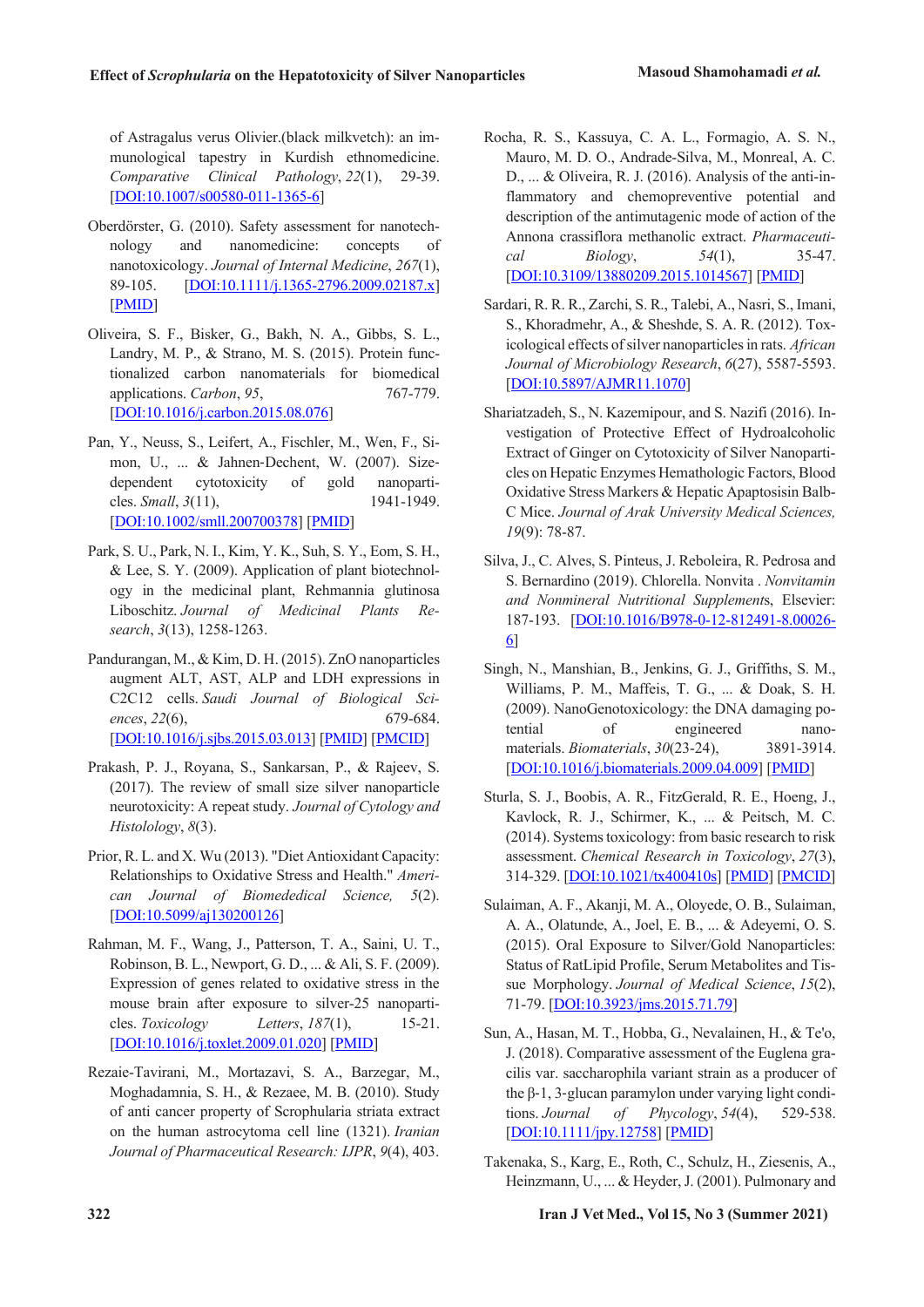of Astragalus verus Olivier.(black milkvetch): an immunological tapestry in Kurdish ethnomedicine. *Comparative Clinical Pathology*, *22*(1), 29-39. [DOI:10.1007/s00580-011-1365-6]

Oberdörster, G. (2010). Safety assessment for nanotechnology and nanomedicine: concepts of nanotoxicology. *Journal of Internal Medicine*, *267*(1), 89-105. [DOI:10.1111/j.1365-2796.2009.02187.x] [PMID]

Oliveira, S. F., Bisker, G., Bakh, N. A., Gibbs, S. L., Landry, M. P., & Strano, M. S. (2015). Protein functionalized carbon nanomaterials for biomedical applications. *Carbon*, *95*, 767-779. [DOI:10.1016/j.carbon.2015.08.076]

Pan, Y., Neuss, S., Leifert, A., Fischler, M., Wen, F., Simon, U., ... & Jahnen-Dechent, W. (2007). Size-dependent cytotoxicity of gold nanoparticles. *Small*, *3*(11), 1941-1949. [DOI:10.1002/smll.200700378] [PMID]

Park, S. U., Park, N. I., Kim, Y. K., Suh, S. Y., Eom, S. H., & Lee, S. Y. (2009). Application of plant biotechnology in the medicinal plant, Rehmannia glutinosa Liboschitz. *Journal of Medicinal Plants Research*, *3*(13), 1258-1263.

Pandurangan, M., & Kim, D. H. (2015). ZnO nanoparticles augment ALT, AST, ALP and LDH expressions in C2C12 cells. *Saudi Journal of Biological Sciences*, *22*(6), 679-684. [DOI:10.1016/j.sjbs.2015.03.013] [PMID] [PMCID]

Prakash, P. J., Royana, S., Sankarsan, P., & Rajeev, S. (2017). The review of small size silver nanoparticle neurotoxicity: A repeat study. *Journal of Cytology and Histolology*, *8*(3).

Prior, R. L. and X. Wu (2013). "Diet Antioxidant Capacity: Relationships to Oxidative Stress and Health." *American Journal of Biomedical Science, 5*(2). [DOI:10.5099/aj130200126]

Rahman, M. F., Wang, J., Patterson, T. A., Saini, U. T., Robinson, B. L., Newport, G. D., ... & Ali, S. F. (2009). Expression of genes related to oxidative stress in the mouse brain after exposure to silver-25 nanoparticles. *Toxicology Letters*, *187*(1), 15-21. [DOI:10.1016/j.toxlet.2009.01.020] [PMID]

Rezaie-Tavirani, M., Mortazavi, S. A., Barzegar, M., Moghadamnia, S. H., & Rezaee, M. B. (2010). Study of anti cancer property of Scrophularia striata extract on the human astrocytoma cell line (1321). *Iranian Journal of Pharmaceutical Research: IJPR*, *9*(4), 403.

Rocha, R. S., Kassuya, C. A. L., Formagio, A. S. N., Mauro, M. D. O., Andrade-Silva, M., Monreal, A. C. D., ... & Oliveira, R. J. (2016). Analysis of the anti-inflammatory and chemopreventive potential and description of the antimutagenic mode of action of the Annona crassiflora methanolic extract. *Pharmaceutical Biology*, *54*(1), 35-47. [DOI:10.3109/13880209.2015.1014567] [PMID]

Sardari, R. R. R., Zarchi, S. R., Talebi, A., Nasri, S., Imani, S., Khoradmehr, A., & Sheshde, S. A. R. (2012). Toxicological effects of silver nanoparticles in rats. *African Journal of Microbiology Research*, *6*(27), 5587-5593. [DOI:10.5897/AJMR11.1070]

Shariatzadeh, S., N. Kazemipour, and S. Nazifi (2016). Investigation of Protective Effect of Hydroalcoholic Extract of Ginger on Cytotoxicity of Silver Nanoparticles on Hepatic Enzymes Hemathologic Factors, Blood Oxidative Stress Markers & Hepatic Apoptosisin Balb-C Mice. *Journal of Arak University Medical Sciences, 19*(9): 78-87.

Silva, J., C. Alves, S. Pinteus, J. Reboleira, R. Pedrosa and S. Bernardino (2019). Chlorella. Nonvita . *Nonvitamin and Nonmineral Nutritional Supplements*, Elsevier: 187-193. [DOI:10.1016/B978-0-12-812491-8.00026-6]

Singh, N., Manshian, B., Jenkins, G. J., Griffiths, S. M., Williams, P. M., Maffeis, T. G., ... & Doak, S. H. (2009). NanoGenotoxicology: the DNA damaging potential of engineered nanomaterials. *Biomaterials*, *30*(23-24), 3891-3914. [DOI:10.1016/j.biomaterials.2009.04.009] [PMID]

Sturla, S. J., Boobis, A. R., FitzGerald, R. E., Hoeng, J., Kavlock, R. J., Schirmer, K., ... & Peitsch, M. C. (2014). Systems toxicology: from basic research to risk assessment. *Chemical Research in Toxicology*, *27*(3), 314-329. [DOI:10.1021/tx400410s] [PMID] [PMCID]

Sulaiman, A. F., Akanji, M. A., Oloyede, O. B., Sulaiman, A. A., Olatunde, A., Joel, E. B., ... & Adeyemi, O. S. (2015). Oral Exposure to Silver/Gold Nanoparticles: Status of RatLipid Profile, Serum Metabolites and Tissue Morphology. *Journal of Medical Science*, *15*(2), 71-79. [DOI:10.3923/jms.2015.71.79]

Sun, A., Hasan, M. T., Hobba, G., Nevalainen, H., & Te'o, J. (2018). Comparative assessment of the Euglena gracilis var. saccharophila variant strain as a producer of the β-1, 3-glucan paramylon under varying light conditions. *Journal of Phycology*, *54*(4), 529-538. [DOI:10.1111/jpy.12758] [PMID]

Takenaka, S., Karg, E., Roth, C., Schulz, H., Ziesenis, A., Heinzmann, U., ... & Heyder, J. (2001). Pulmonary and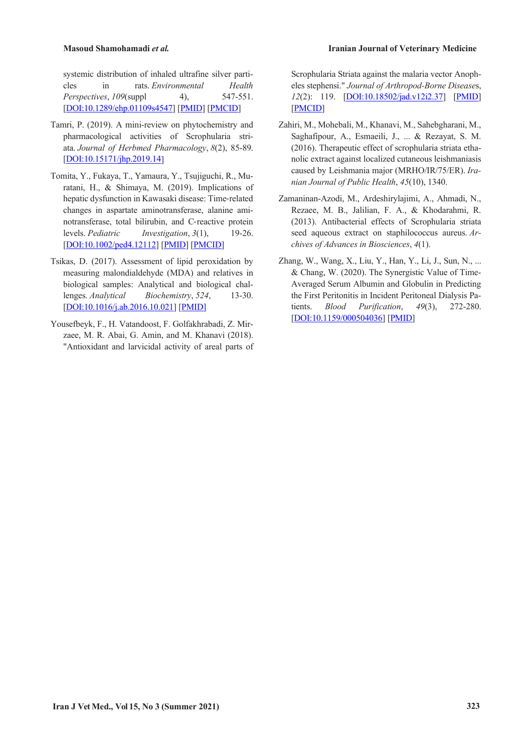systemic distribution of inhaled ultrafine silver particles in rats. *Environmental Health Perspectives*, *109*(suppl 4), 547-551. [DOI:10.1289/ehp.01109s4547] [PMID] [PMCID]

Tamri, P. (2019). A mini-review on phytochemistry and pharmacological activities of Scrophularia striata. *Journal of Herbmed Pharmacology*, *8*(2), 85-89. [DOI:10.15171/jhp.2019.14]

Tomita, Y., Fukaya, T., Yamaura, Y., Tsujiguchi, R., Muratani, H., & Shimaya, M. (2019). Implications of hepatic dysfunction in Kawasaki disease: Time-related changes in aspartate aminotransferase, alanine aminotransferase, total bilirubin, and C-reactive protein levels. *Pediatric Investigation*, *3*(1), 19-26. [DOI:10.1002/ped4.12112] [PMID] [PMCID]

Tsikas, D. (2017). Assessment of lipid peroxidation by measuring malondialdehyde (MDA) and relatives in biological samples: Analytical and biological challenges. *Analytical Biochemistry*, *524*, 13-30. [DOI:10.1016/j.ab.2016.10.021] [PMID]

Yousefbeyk, F., H. Vatandoost, F. Golfakhrabadi, Z. Mirzaee, M. R. Abai, G. Amin, and M. Khanavi (2018). "Antioxidant and larvicidal activity of areal parts of Scrophularia Striata against the malaria vector Anopheles stephensi." *Journal of Arthropod-Borne Diseases*, *12*(2): 119. [DOI:10.18502/jad.v12i2.37] [PMID] [PMCID]

Zahiri, M., Mohebali, M., Khanavi, M., Sahebgharani, M., Saghafipour, A., Esmaeili, J., ... & Rezayat, S. M. (2016). Therapeutic effect of scrophularia striata ethanolic extract against localized cutaneous leishmaniasis caused by Leishmania major (MRHO/IR/75/ER). *Iranian Journal of Public Health*, *45*(10), 1340.

Zamaninan-Azodi, M., Ardeshirylajimi, A., Ahmadi, N., Rezaee, M. B., Jalilian, F. A., & Khodarahmi, R. (2013). Antibacterial effects of Scrophularia striata seed aqueous extract on staphilococcus aureus. *Archives of Advances in Biosciences*, *4*(1).

Zhang, W., Wang, X., Liu, Y., Han, Y., Li, J., Sun, N., ... & Chang, W. (2020). The Synergistic Value of Time-Averaged Serum Albumin and Globulin in Predicting the First Peritonitis in Incident Peritoneal Dialysis Patients. *Blood Purification*, *49*(3), 272-280. [DOI:10.1159/000504036] [PMID]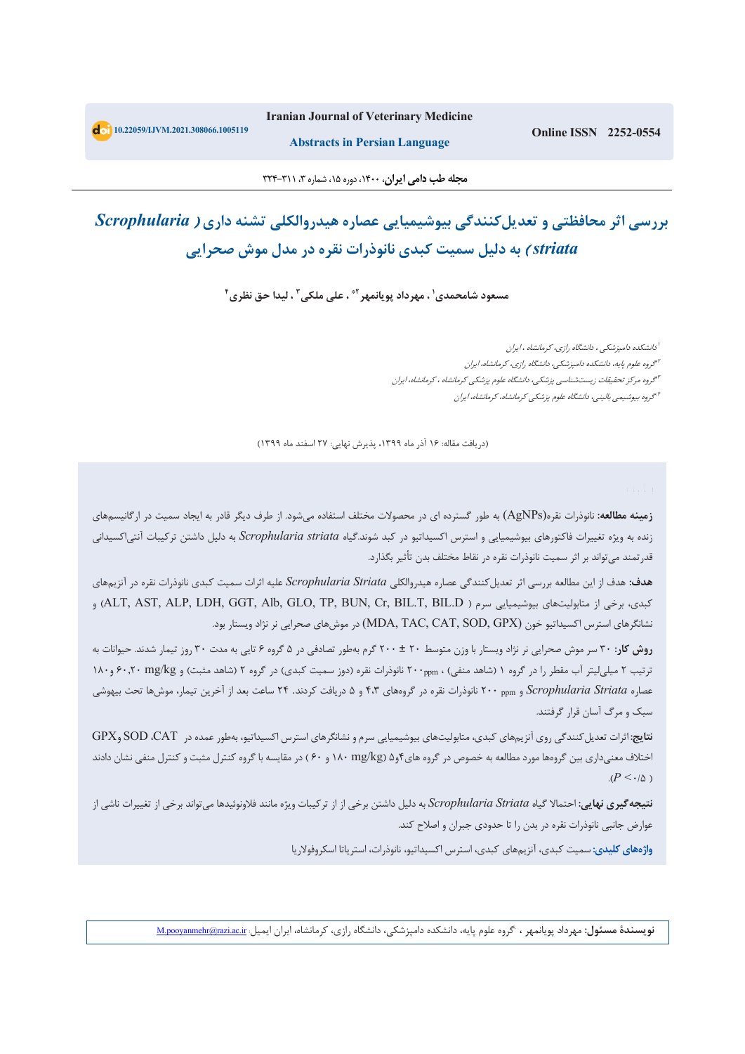# بررسی اثر محافظتی و تعدیل‌کنندگی بیوشیمیایی عصاره هیدروالکلی تشنه داری ( *Scrophularia striata*) به دلیل سمیت کبدی نانوذرات نقره در مدل موش صحرایی

**مسعود شامحمدی[1] ، مهرداد پویانمهر[2]* ، علی ملکی[3] ، لیدا حق نظری[4]**

[1] دانشکده دامپزشکی ، دانشگاه رازی، کرمانشاه ، ایران

[2] گروه علوم پایه، دانشکده دامپزشکی، دانشگاه رازی، کرمانشاه، ایران

[3] گروه مرکز تحقیقات زیست‌شناسی پزشکی، دانشگاه علوم پزشکی کرمانشاه ، کرمانشاه، ایران

[4] گروه بیوشیمی بالینی، دانشگاه علوم پزشکی کرمانشاه، کرمانشاه، ایران

(دریافت مقاله: ۱۶ آذر ماه ۱۳۹۹، پذیرش نهایی: ۲۷ اسفند ماه ۱۳۹۹)

**زمینه مطالعه:** نانوذرات نقره(AgNPs) به طور گسترده ای در محصولات مختلف استفاده می‌شود. از طرف دیگر قادر به ایجاد سمیت در ارگانیسم‌های زنده به ویژه تغییرات فاکتورهای بیوشیمیایی و استرس اکسیداتیو در کبد شوند.گیاه *Scrophularia striata* به دلیل داشتن ترکیبات آنتی‌اکسیدانی قدرتمند می‌تواند بر اثر سمیت نانوذرات نقره در نقاط مختلف بدن تأثیر بگذارد.

**هدف:** هدف از این مطالعه بررسی اثر تعدیل‌کنندگی عصاره هیدروالکلی *Scrophularia Striata* علیه اثرات سمیت کبدی نانوذرات نقره در آنزیم‌های کبدی، برخی از متابولیت‌های بیوشیمیایی سرم ( ALT, AST, ALP, LDH, GGT, Alb, GLO, TP, BUN, Cr, BIL.T, BIL.D) و نشانگرهای استرس اکسیداتیو خون (MDA, TAC, CAT, SOD, GPX) در موش‌های صحرایی نر نژاد ویستار بود.

**روش کار:** ۳۰ سر موش صحرایی نر نژاد ویستار با وزن متوسط ۲۰ ± ۲۰۰ گرم به‌طور تصادفی در ۵ گروه ۶ تایی به مدت ۳۰ روز تیمار شدند. حیوانات به ترتیب ۲ میلی‌لیتر آب مقطر را در گروه ۱ (شاهد منفی) ، ۲۰۰ppm نانوذرات نقره (دوز سمیت کبدی) در گروه ۲ (شاهد مثبت) و mg/kg ۶۰،۲۰ و ۱۸۰ عصاره *Scrophularia Striata* و ppm ۲۰۰ نانوذرات نقره در گروه‌های ۴،۳ و ۵ دریافت کردند. ۲۴ ساعت بعد از آخرین تیمار، موش‌ها تحت بیهوشی سبک و مرگ آسان قرار گرفتند.

**نتایج:** اثرات تعدیل‌کنندگی روی آنزیم‌های کبدی، متابولیت‌های بیوشیمیایی سرم و نشانگرهای استرس اکسیداتیو، به‌طور عمده در CAT ،SOD و GPX اختلاف معنی‌داری بین گروه‌ها مورد مطالعه به خصوص در گروه های۴و۵ (mg/kg ۱۸۰ و ۶۰ ) در مقایسه با گروه کنترل مثبت و کنترل منفی نشان دادند ($P < ۰/۰۵$).

**نتیجه‌گیری نهایی:** احتمالا گیاه *Scrophularia Striata* به دلیل داشتن برخی از از ترکیبات ویژه مانند فلاونوئیدها می‌تواند برخی از تغییرات ناشی از عوارض جانبی نانوذرات نقره در بدن را تا حدودی جبران و اصلاح کند.

**واژه‌های کلیدی:** سمیت کبدی، آنزیم‌های کبدی، استرس اکسیداتیو، نانوذرات، استریاتا اسکروفولاریا

**نویسندهٔ مسئول:** مهرداد پویانمهر ، گروه علوم پایه، دانشکده دامپزشکی، دانشگاه رازی، کرمانشاه، ایران ایمیل: M.pooyanmehr@razi.ac.ir